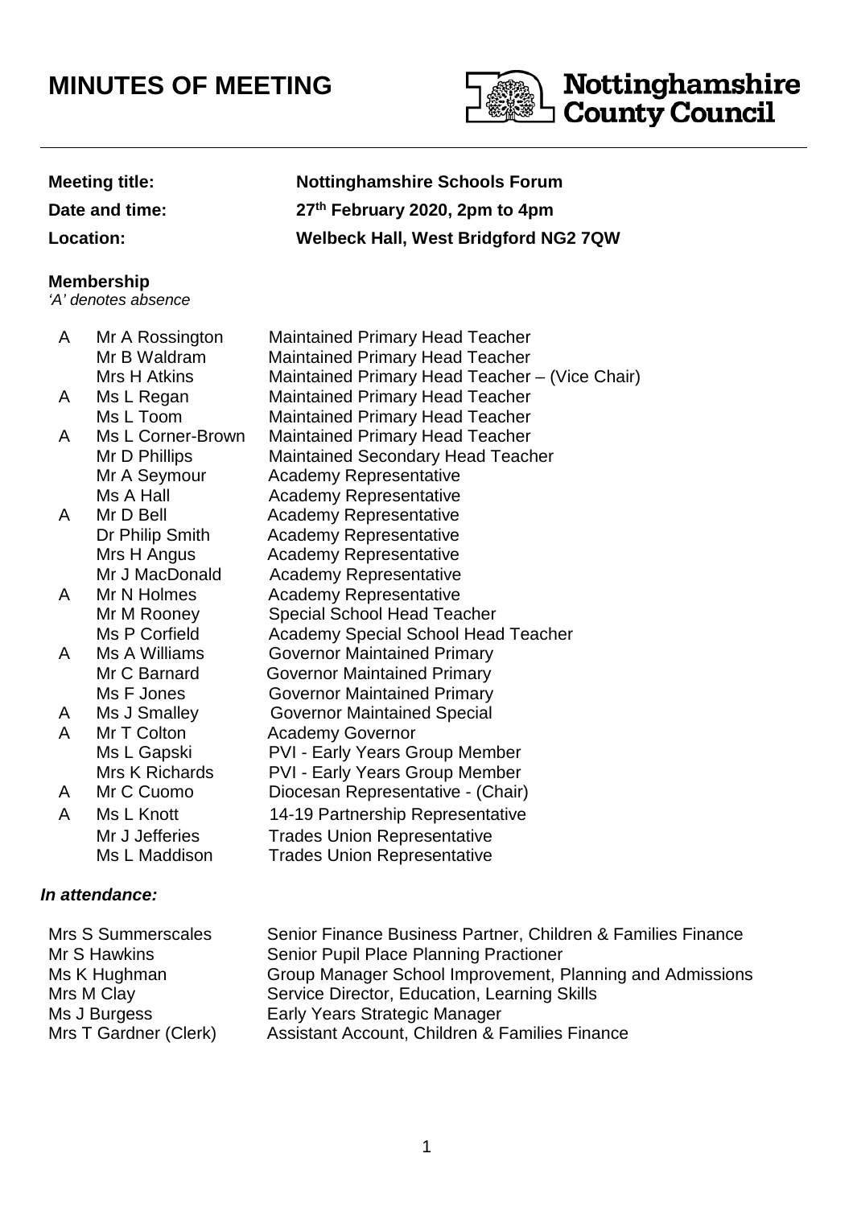# MINUTES OF MEETING

Nottinghamshire County Council

| | |
|---|---|
| **Meeting title:** | **Nottinghamshire Schools Forum** |
| **Date and time:** | **27th February 2020, 2pm to 4pm** |
| **Location:** | **Welbeck Hall, West Bridgford NG2 7QW** |

**Membership**
*'A' denotes absence*

| | | |
|---|---|---|
| A | Mr A Rossington | Maintained Primary Head Teacher |
| | Mr B Waldram | Maintained Primary Head Teacher |
| | Mrs H Atkins | Maintained Primary Head Teacher – (Vice Chair) |
| A | Ms L Regan | Maintained Primary Head Teacher |
| | Ms L Toom | Maintained Primary Head Teacher |
| A | Ms L Corner-Brown | Maintained Primary Head Teacher |
| | Mr D Phillips | Maintained Secondary Head Teacher |
| | Mr A Seymour | Academy Representative |
| | Ms A Hall | Academy Representative |
| A | Mr D Bell | Academy Representative |
| | Dr Philip Smith | Academy Representative |
| | Mrs H Angus | Academy Representative |
| | Mr J MacDonald | Academy Representative |
| A | Mr N Holmes | Academy Representative |
| | Mr M Rooney | Special School Head Teacher |
| | Ms P Corfield | Academy Special School Head Teacher |
| A | Ms A Williams | Governor Maintained Primary |
| | Mr C Barnard | Governor Maintained Primary |
| | Ms F Jones | Governor Maintained Primary |
| A | Ms J Smalley | Governor Maintained Special |
| A | Mr T Colton | Academy Governor |
| | Ms L Gapski | PVI - Early Years Group Member |
| | Mrs K Richards | PVI - Early Years Group Member |
| A | Mr C Cuomo | Diocesan Representative - (Chair) |
| A | Ms L Knott | 14-19 Partnership Representative |
| | Mr J Jefferies | Trades Union Representative |
| | Ms L Maddison | Trades Union Representative |

***In attendance:***

| | |
|---|---|
| Mrs S Summerscales | Senior Finance Business Partner, Children & Families Finance |
| Mr S Hawkins | Senior Pupil Place Planning Practioner |
| Ms K Hughman | Group Manager School Improvement, Planning and Admissions |
| Mrs M Clay | Service Director, Education, Learning Skills |
| Ms J Burgess | Early Years Strategic Manager |
| Mrs T Gardner (Clerk) | Assistant Account, Children & Families Finance |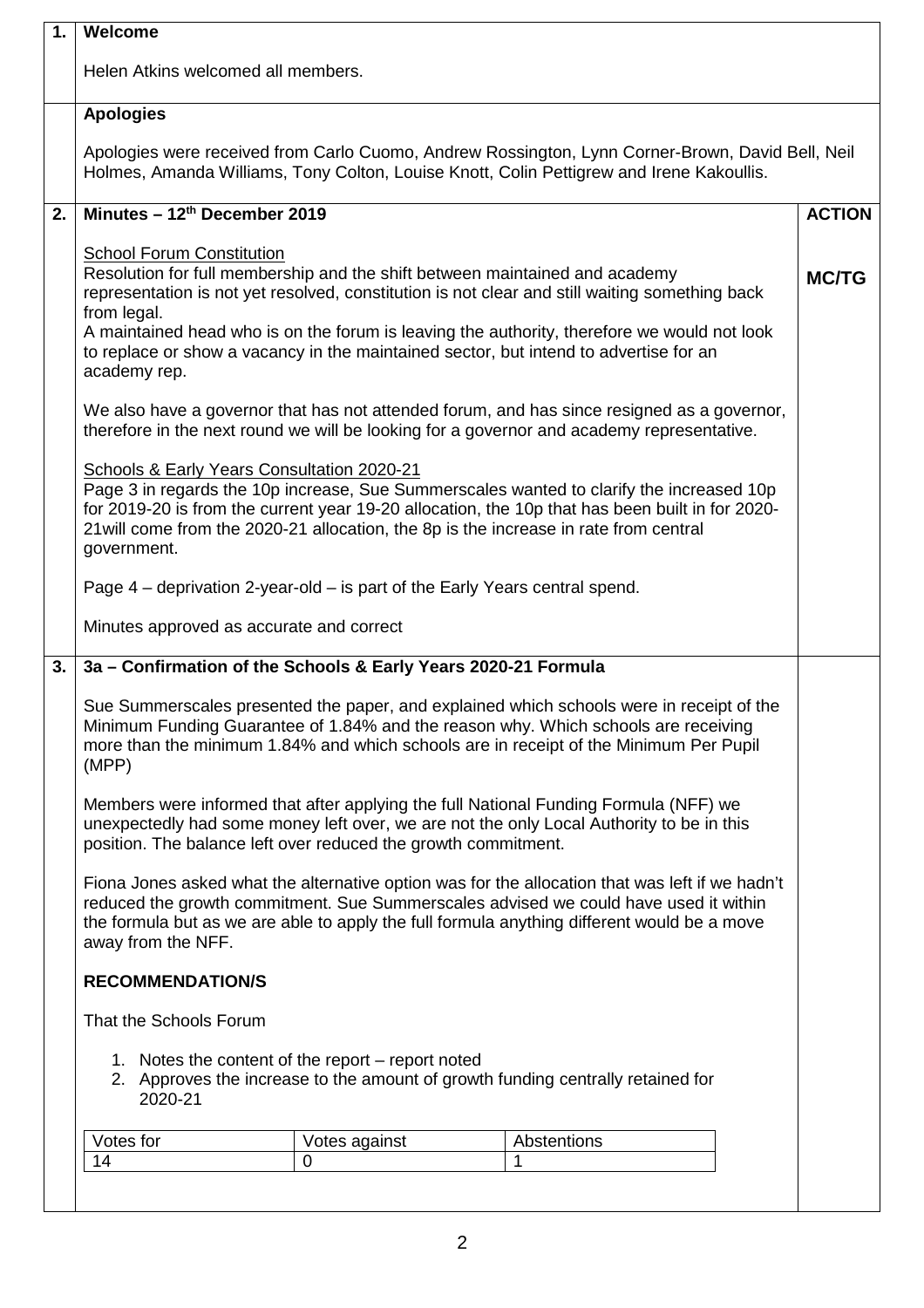**1. Welcome**

Helen Atkins welcomed all members.

**Apologies**

Apologies were received from Carlo Cuomo, Andrew Rossington, Lynn Corner-Brown, David Bell, Neil Holmes, Amanda Williams, Tony Colton, Louise Knott, Colin Pettigrew and Irene Kakoullis.

**2. Minutes – 12th December 2019** — **ACTION**

School Forum Constitution

Resolution for full membership and the shift between maintained and academy representation is not yet resolved, constitution is not clear and still waiting something back from legal. — **MC/TG**

A maintained head who is on the forum is leaving the authority, therefore we would not look to replace or show a vacancy in the maintained sector, but intend to advertise for an academy rep.

We also have a governor that has not attended forum, and has since resigned as a governor, therefore in the next round we will be looking for a governor and academy representative.

Schools & Early Years Consultation 2020-21

Page 3 in regards the 10p increase, Sue Summerscales wanted to clarify the increased 10p for 2019-20 is from the current year 19-20 allocation, the 10p that has been built in for 2020-21will come from the 2020-21 allocation, the 8p is the increase in rate from central government.

Page 4 – deprivation 2-year-old – is part of the Early Years central spend.

Minutes approved as accurate and correct

**3. 3a – Confirmation of the Schools & Early Years 2020-21 Formula**

Sue Summerscales presented the paper, and explained which schools were in receipt of the Minimum Funding Guarantee of 1.84% and the reason why. Which schools are receiving more than the minimum 1.84% and which schools are in receipt of the Minimum Per Pupil (MPP)

Members were informed that after applying the full National Funding Formula (NFF) we unexpectedly had some money left over, we are not the only Local Authority to be in this position. The balance left over reduced the growth commitment.

Fiona Jones asked what the alternative option was for the allocation that was left if we hadn't reduced the growth commitment. Sue Summerscales advised we could have used it within the formula but as we are able to apply the full formula anything different would be a move away from the NFF.

**RECOMMENDATION/S**

That the Schools Forum

1. Notes the content of the report – report noted
2. Approves the increase to the amount of growth funding centrally retained for 2020-21

| Votes for | Votes against | Abstentions |
|---|---|---|
| 14 | 0 | 1 |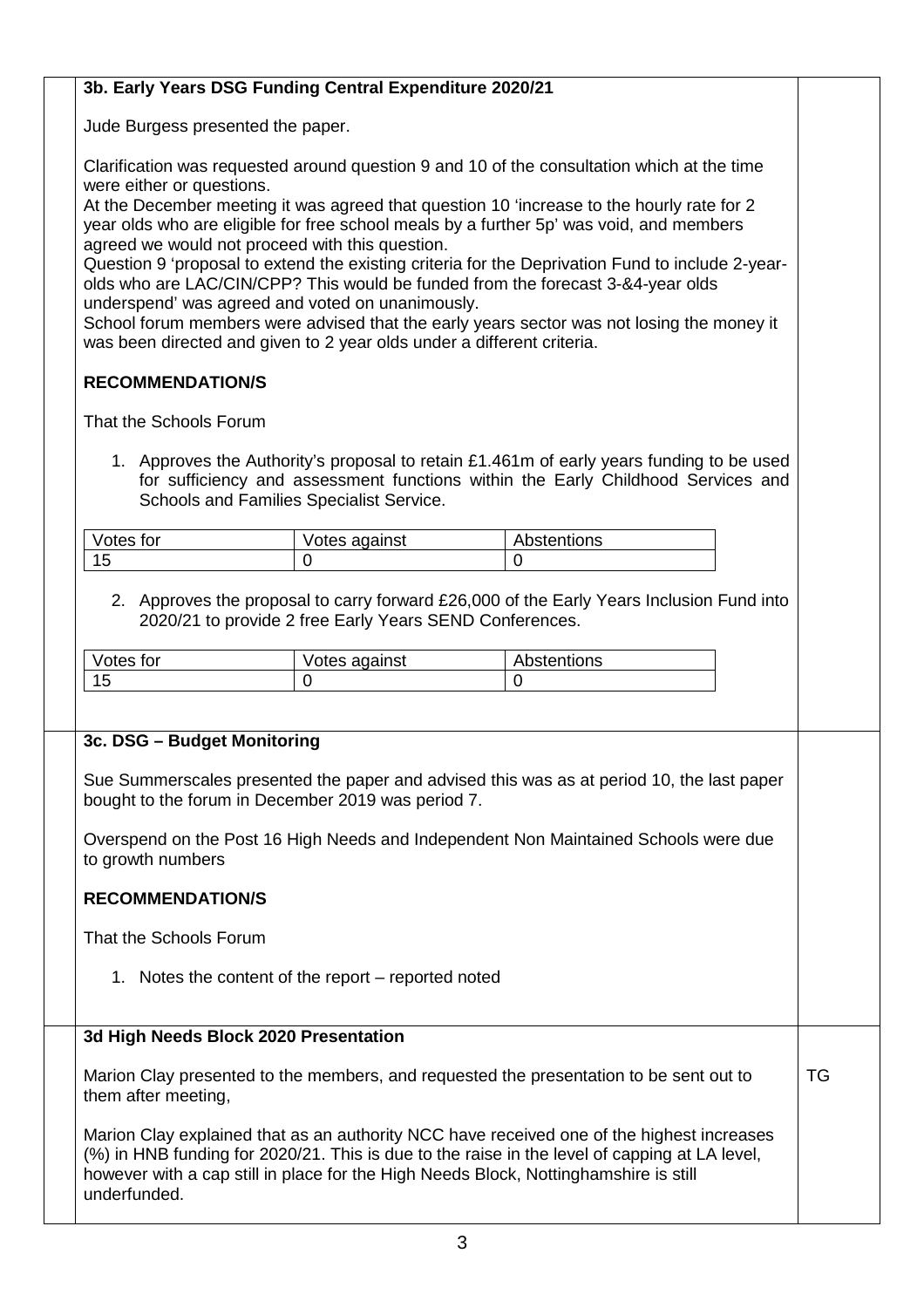### 3b. Early Years DSG Funding Central Expenditure 2020/21

Jude Burgess presented the paper.

Clarification was requested around question 9 and 10 of the consultation which at the time were either or questions.
At the December meeting it was agreed that question 10 'increase to the hourly rate for 2 year olds who are eligible for free school meals by a further 5p' was void, and members agreed we would not proceed with this question.
Question 9 'proposal to extend the existing criteria for the Deprivation Fund to include 2-year-olds who are LAC/CIN/CPP? This would be funded from the forecast 3-&4-year olds underspend' was agreed and voted on unanimously.
School forum members were advised that the early years sector was not losing the money it was been directed and given to 2 year olds under a different criteria.

**RECOMMENDATION/S**

That the Schools Forum

1. Approves the Authority's proposal to retain £1.461m of early years funding to be used for sufficiency and assessment functions within the Early Childhood Services and Schools and Families Specialist Service.

| Votes for | Votes against | Abstentions |
|---|---|---|
| 15 | 0 | 0 |

2. Approves the proposal to carry forward £26,000 of the Early Years Inclusion Fund into 2020/21 to provide 2 free Early Years SEND Conferences.

| Votes for | Votes against | Abstentions |
|---|---|---|
| 15 | 0 | 0 |

### 3c. DSG – Budget Monitoring

Sue Summerscales presented the paper and advised this was as at period 10, the last paper bought to the forum in December 2019 was period 7.

Overspend on the Post 16 High Needs and Independent Non Maintained Schools were due to growth numbers

**RECOMMENDATION/S**

That the Schools Forum

1. Notes the content of the report – reported noted

### 3d High Needs Block 2020 Presentation

Marion Clay presented to the members, and requested the presentation to be sent out to them after meeting, **TG**

Marion Clay explained that as an authority NCC have received one of the highest increases (%) in HNB funding for 2020/21. This is due to the raise in the level of capping at LA level, however with a cap still in place for the High Needs Block, Nottinghamshire is still underfunded.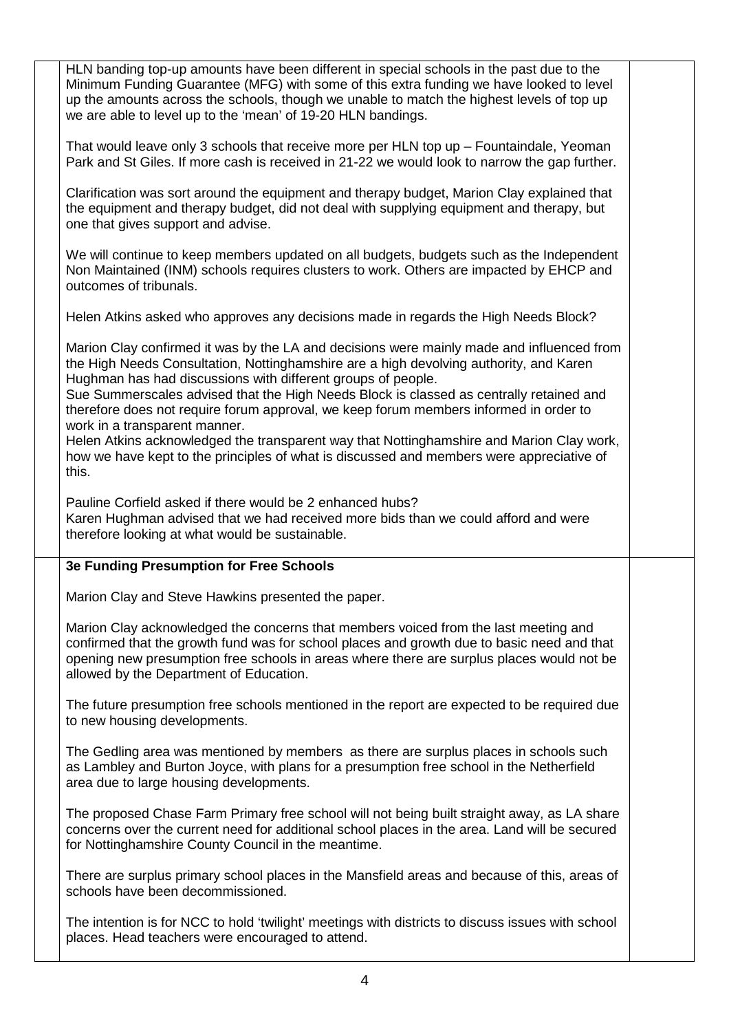HLN banding top-up amounts have been different in special schools in the past due to the Minimum Funding Guarantee (MFG) with some of this extra funding we have looked to level up the amounts across the schools, though we unable to match the highest levels of top up we are able to level up to the 'mean' of 19-20 HLN bandings.

That would leave only 3 schools that receive more per HLN top up – Fountaindale, Yeoman Park and St Giles. If more cash is received in 21-22 we would look to narrow the gap further.

Clarification was sort around the equipment and therapy budget, Marion Clay explained that the equipment and therapy budget, did not deal with supplying equipment and therapy, but one that gives support and advise.

We will continue to keep members updated on all budgets, budgets such as the Independent Non Maintained (INM) schools requires clusters to work. Others are impacted by EHCP and outcomes of tribunals.

Helen Atkins asked who approves any decisions made in regards the High Needs Block?

Marion Clay confirmed it was by the LA and decisions were mainly made and influenced from the High Needs Consultation, Nottinghamshire are a high devolving authority, and Karen Hughman has had discussions with different groups of people.
Sue Summerscales advised that the High Needs Block is classed as centrally retained and therefore does not require forum approval, we keep forum members informed in order to work in a transparent manner.
Helen Atkins acknowledged the transparent way that Nottinghamshire and Marion Clay work, how we have kept to the principles of what is discussed and members were appreciative of this.

Pauline Corfield asked if there would be 2 enhanced hubs?
Karen Hughman advised that we had received more bids than we could afford and were therefore looking at what would be sustainable.

**3e Funding Presumption for Free Schools**

Marion Clay and Steve Hawkins presented the paper.

Marion Clay acknowledged the concerns that members voiced from the last meeting and confirmed that the growth fund was for school places and growth due to basic need and that opening new presumption free schools in areas where there are surplus places would not be allowed by the Department of Education.

The future presumption free schools mentioned in the report are expected to be required due to new housing developments.

The Gedling area was mentioned by members as there are surplus places in schools such as Lambley and Burton Joyce, with plans for a presumption free school in the Netherfield area due to large housing developments.

The proposed Chase Farm Primary free school will not being built straight away, as LA share concerns over the current need for additional school places in the area. Land will be secured for Nottinghamshire County Council in the meantime.

There are surplus primary school places in the Mansfield areas and because of this, areas of schools have been decommissioned.

The intention is for NCC to hold 'twilight' meetings with districts to discuss issues with school places. Head teachers were encouraged to attend.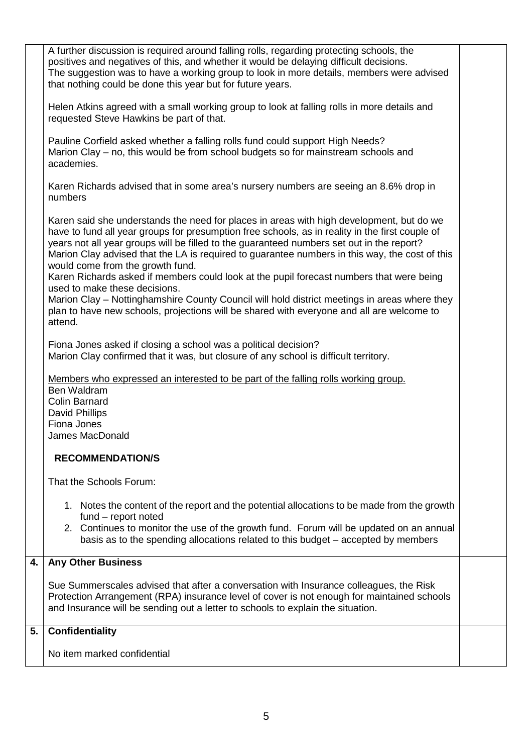A further discussion is required around falling rolls, regarding protecting schools, the positives and negatives of this, and whether it would be delaying difficult decisions. The suggestion was to have a working group to look in more details, members were advised that nothing could be done this year but for future years.

Helen Atkins agreed with a small working group to look at falling rolls in more details and requested Steve Hawkins be part of that.

Pauline Corfield asked whether a falling rolls fund could support High Needs? Marion Clay – no, this would be from school budgets so for mainstream schools and academies.

Karen Richards advised that in some area's nursery numbers are seeing an 8.6% drop in numbers

Karen said she understands the need for places in areas with high development, but do we have to fund all year groups for presumption free schools, as in reality in the first couple of years not all year groups will be filled to the guaranteed numbers set out in the report? Marion Clay advised that the LA is required to guarantee numbers in this way, the cost of this would come from the growth fund.
Karen Richards asked if members could look at the pupil forecast numbers that were being used to make these decisions.
Marion Clay – Nottinghamshire County Council will hold district meetings in areas where they plan to have new schools, projections will be shared with everyone and all are welcome to attend.

Fiona Jones asked if closing a school was a political decision?
Marion Clay confirmed that it was, but closure of any school is difficult territory.

<u>Members who expressed an interested to be part of the falling rolls working group.</u>
Ben Waldram
Colin Barnard
David Phillips
Fiona Jones
James MacDonald

**RECOMMENDATION/S**

That the Schools Forum:

1. Notes the content of the report and the potential allocations to be made from the growth fund – report noted
2. Continues to monitor the use of the growth fund. Forum will be updated on an annual basis as to the spending allocations related to this budget – accepted by members

## 4. Any Other Business

Sue Summerscales advised that after a conversation with Insurance colleagues, the Risk Protection Arrangement (RPA) insurance level of cover is not enough for maintained schools and Insurance will be sending out a letter to schools to explain the situation.

## 5. Confidentiality

No item marked confidential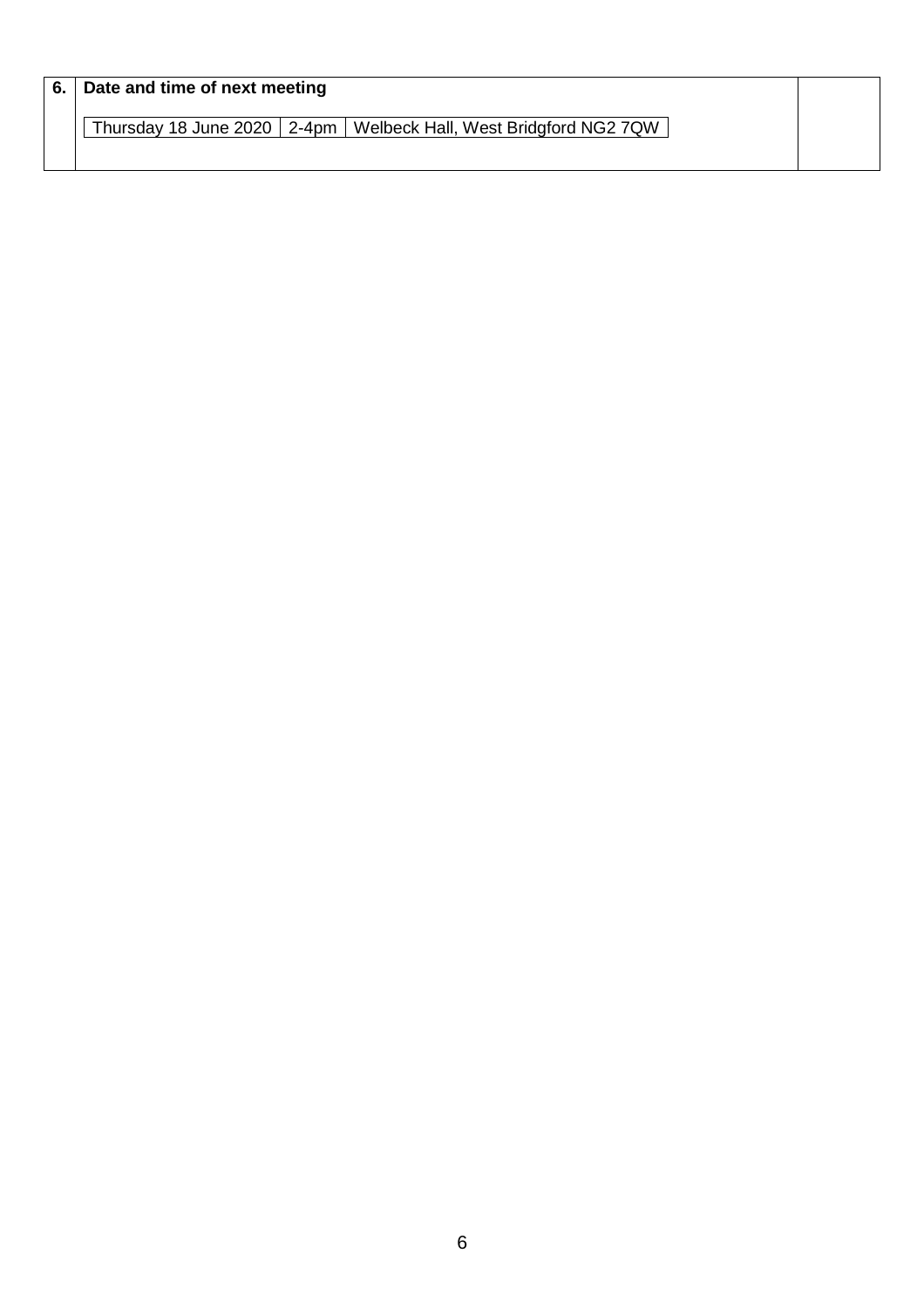| | | |
|---|---|---|
| 6. | **Date and time of next meeting**<br><br>Thursday 18 June 2020 \| 2-4pm \| Welbeck Hall, West Bridgford NG2 7QW | |